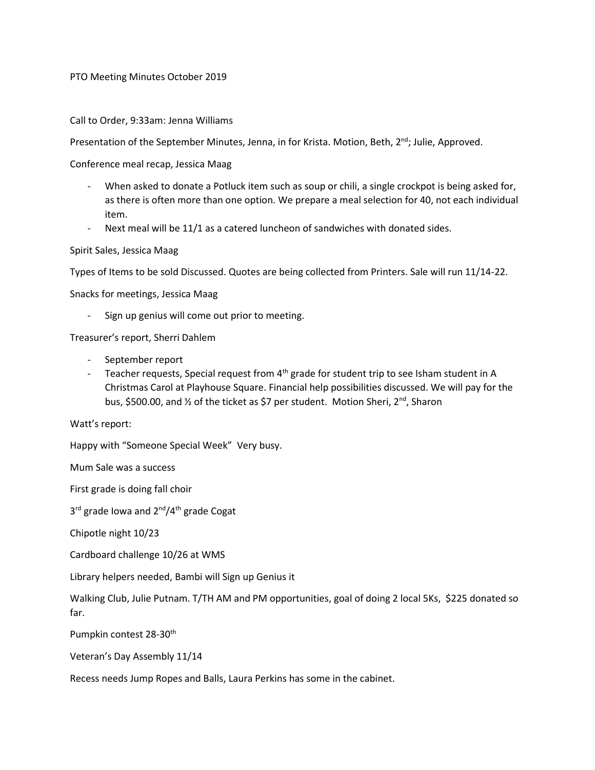PTO Meeting Minutes October 2019

Call to Order, 9:33am: Jenna Williams

Presentation of the September Minutes, Jenna, in for Krista. Motion, Beth, 2nd; Julie, Approved.

Conference meal recap, Jessica Maag

- When asked to donate a Potluck item such as soup or chili, a single crockpot is being asked for, as there is often more than one option. We prepare a meal selection for 40, not each individual item.
- Next meal will be 11/1 as a catered luncheon of sandwiches with donated sides.

Spirit Sales, Jessica Maag

Types of Items to be sold Discussed. Quotes are being collected from Printers. Sale will run 11/14-22.

Snacks for meetings, Jessica Maag

- Sign up genius will come out prior to meeting.

Treasurer's report, Sherri Dahlem

- September report
- Teacher requests, Special request from 4th grade for student trip to see Isham student in A Christmas Carol at Playhouse Square. Financial help possibilities discussed. We will pay for the bus, $500.00, and ½ of the ticket as $7 per student. Motion Sheri, 2nd, Sharon

Watt's report:

Happy with "Someone Special Week" Very busy.

Mum Sale was a success

First grade is doing fall choir

3rd grade Iowa and 2nd/4th grade Cogat

Chipotle night 10/23

Cardboard challenge 10/26 at WMS

Library helpers needed, Bambi will Sign up Genius it

Walking Club, Julie Putnam. T/TH AM and PM opportunities, goal of doing 2 local 5Ks, $225 donated so far.

Pumpkin contest 28-30th

Veteran's Day Assembly 11/14

Recess needs Jump Ropes and Balls, Laura Perkins has some in the cabinet.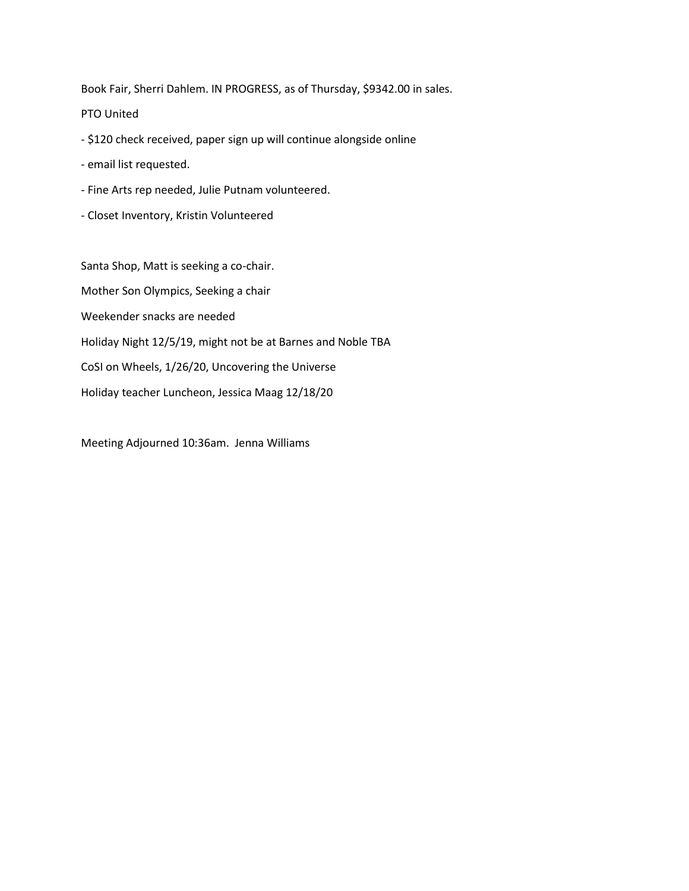Book Fair, Sherri Dahlem. IN PROGRESS, as of Thursday, $9342.00 in sales.

PTO United

- $120 check received, paper sign up will continue alongside online
- email list requested.
- Fine Arts rep needed, Julie Putnam volunteered.
- Closet Inventory, Kristin Volunteered

Santa Shop, Matt is seeking a co-chair.

Mother Son Olympics, Seeking a chair

Weekender snacks are needed

Holiday Night 12/5/19, might not be at Barnes and Noble TBA

CoSI on Wheels, 1/26/20, Uncovering the Universe

Holiday teacher Luncheon, Jessica Maag 12/18/20

Meeting Adjourned 10:36am. Jenna Williams